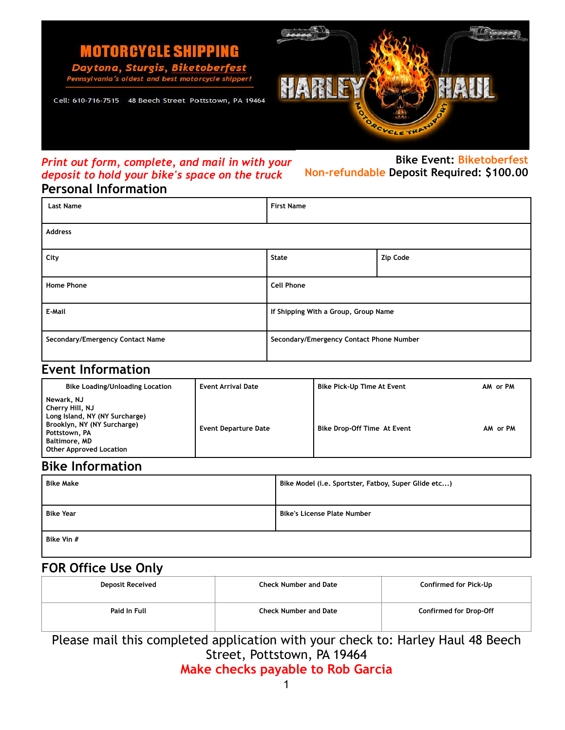# MOTORCYCLE SHIPPING

**Daytona, Sturgis, Biketoberfest**

*Pennsylvania's oldest and best motorcycle shipper!*

Cell: 610-716-7515   48 Beech Street Pottstown, PA 19464

HARLEY HAUL
MOTORCYCLE TRANSPORT

*Print out form, complete, and mail in with your deposit to hold your bike's space on the truck*

**Bike Event: Biketoberfest**
**Non-refundable Deposit Required: $100.00**

## Personal Information

| Last Name | First Name | |
|---|---|---|
| Address | | |
| City | State | Zip Code |
| Home Phone | Cell Phone | |
| E-Mail | If Shipping With a Group, Group Name | |
| Secondary/Emergency Contact Name | Secondary/Emergency Contact Phone Number | |

## Event Information

| Bike Loading/Unloading Location | Event Arrival Date | Bike Pick-Up Time At Event | AM or PM |
|---|---|---|---|
| Newark, NJ<br>Cherry Hill, NJ<br>Long Island, NY (NY Surcharge)<br>Brooklyn, NY (NY Surcharge)<br>Pottstown, PA<br>Baltimore, MD<br>Other Approved Location | Event Departure Date | Bike Drop-Off Time At Event | AM or PM |

## Bike Information

| Bike Make | Bike Model (i.e. Sportster, Fatboy, Super Glide etc...) |
|---|---|
| Bike Year | Bike's License Plate Number |
| Bike Vin # | |

## FOR Office Use Only

| Deposit Received | Check Number and Date | Confirmed for Pick-Up |
|---|---|---|
| Paid In Full | Check Number and Date | Confirmed for Drop-Off |

Please mail this completed application with your check to: Harley Haul 48 Beech Street, Pottstown, PA 19464

**Make checks payable to Rob Garcia**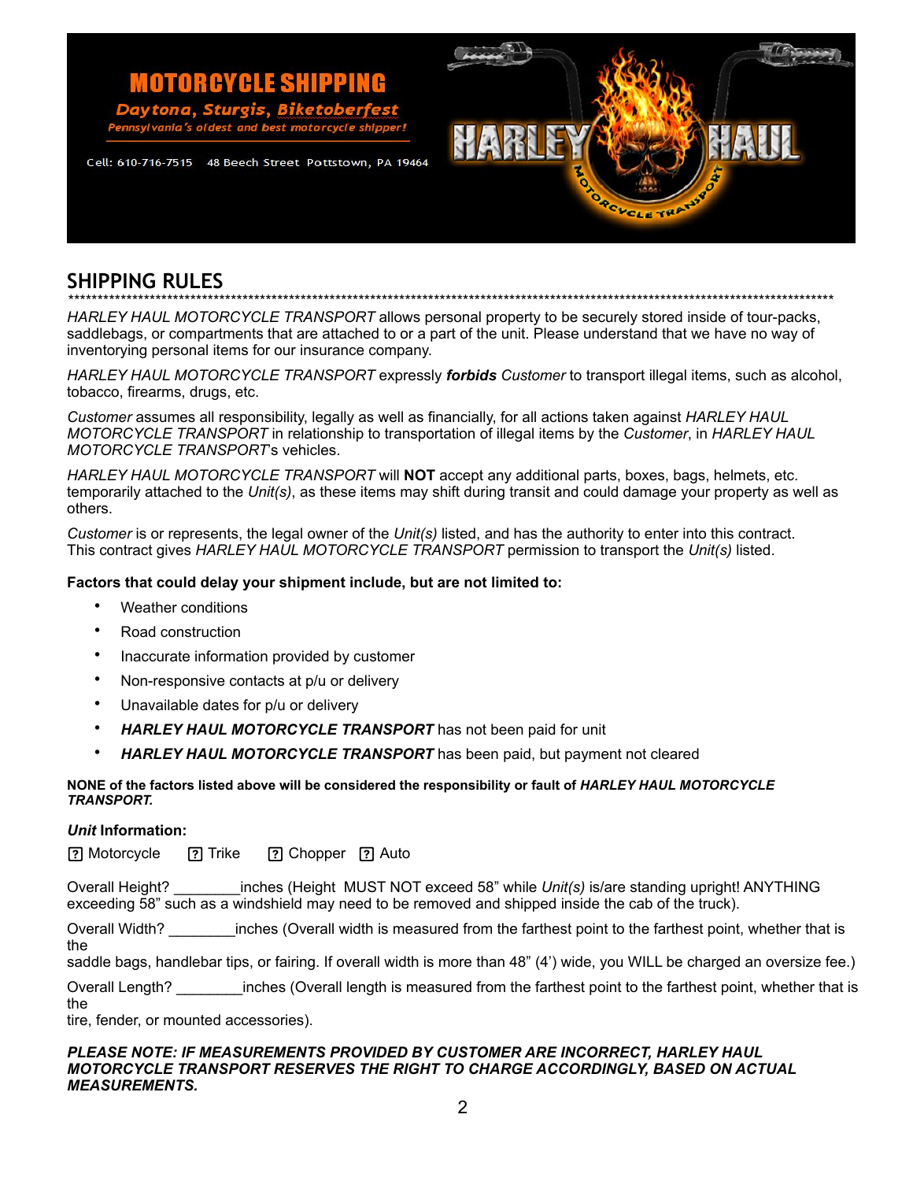MOTORCYCLE SHIPPING

Daytona, Sturgis, Biketoberfest

Pennsylvania's oldest and best motorcycle shipper!

Cell: 610-716-7515 48 Beech Street Pottstown, PA 19464

HARLEY HAUL MOTORCYCLE TRANSPORT

## SHIPPING RULES

*****************************************************************************************************************************

*HARLEY HAUL MOTORCYCLE TRANSPORT* allows personal property to be securely stored inside of tour-packs, saddlebags, or compartments that are attached to or a part of the unit. Please understand that we have no way of inventorying personal items for our insurance company.

*HARLEY HAUL MOTORCYCLE TRANSPORT* expressly ***forbids*** *Customer* to transport illegal items, such as alcohol, tobacco, firearms, drugs, etc.

*Customer* assumes all responsibility, legally as well as financially, for all actions taken against *HARLEY HAUL MOTORCYCLE TRANSPORT* in relationship to transportation of illegal items by the *Customer*, in *HARLEY HAUL MOTORCYCLE TRANSPORT*'s vehicles.

*HARLEY HAUL MOTORCYCLE TRANSPORT* will **NOT** accept any additional parts, boxes, bags, helmets, etc. temporarily attached to the *Unit(s)*, as these items may shift during transit and could damage your property as well as others.

*Customer* is or represents, the legal owner of the *Unit(s)* listed, and has the authority to enter into this contract. This contract gives *HARLEY HAUL MOTORCYCLE TRANSPORT* permission to transport the *Unit(s)* listed.

**Factors that could delay your shipment include, but are not limited to:**

- Weather conditions
- Road construction
- Inaccurate information provided by customer
- Non-responsive contacts at p/u or delivery
- Unavailable dates for p/u or delivery
- ***HARLEY HAUL MOTORCYCLE TRANSPORT*** has not been paid for unit
- ***HARLEY HAUL MOTORCYCLE TRANSPORT*** has been paid, but payment not cleared

**NONE of the factors listed above will be considered the responsibility or fault of *HARLEY HAUL MOTORCYCLE TRANSPORT.***

***Unit* Information:**

☐ Motorcycle ☐ Trike ☐ Chopper ☐ Auto

Overall Height? ________inches (Height MUST NOT exceed 58" while *Unit(s)* is/are standing upright! ANYTHING exceeding 58" such as a windshield may need to be removed and shipped inside the cab of the truck).

Overall Width? ________inches (Overall width is measured from the farthest point to the farthest point, whether that is the saddle bags, handlebar tips, or fairing. If overall width is more than 48" (4') wide, you WILL be charged an oversize fee.)

Overall Length? ________inches (Overall length is measured from the farthest point to the farthest point, whether that is the tire, fender, or mounted accessories).

***PLEASE NOTE: IF MEASUREMENTS PROVIDED BY CUSTOMER ARE INCORRECT, HARLEY HAUL MOTORCYCLE TRANSPORT RESERVES THE RIGHT TO CHARGE ACCORDINGLY, BASED ON ACTUAL MEASUREMENTS.***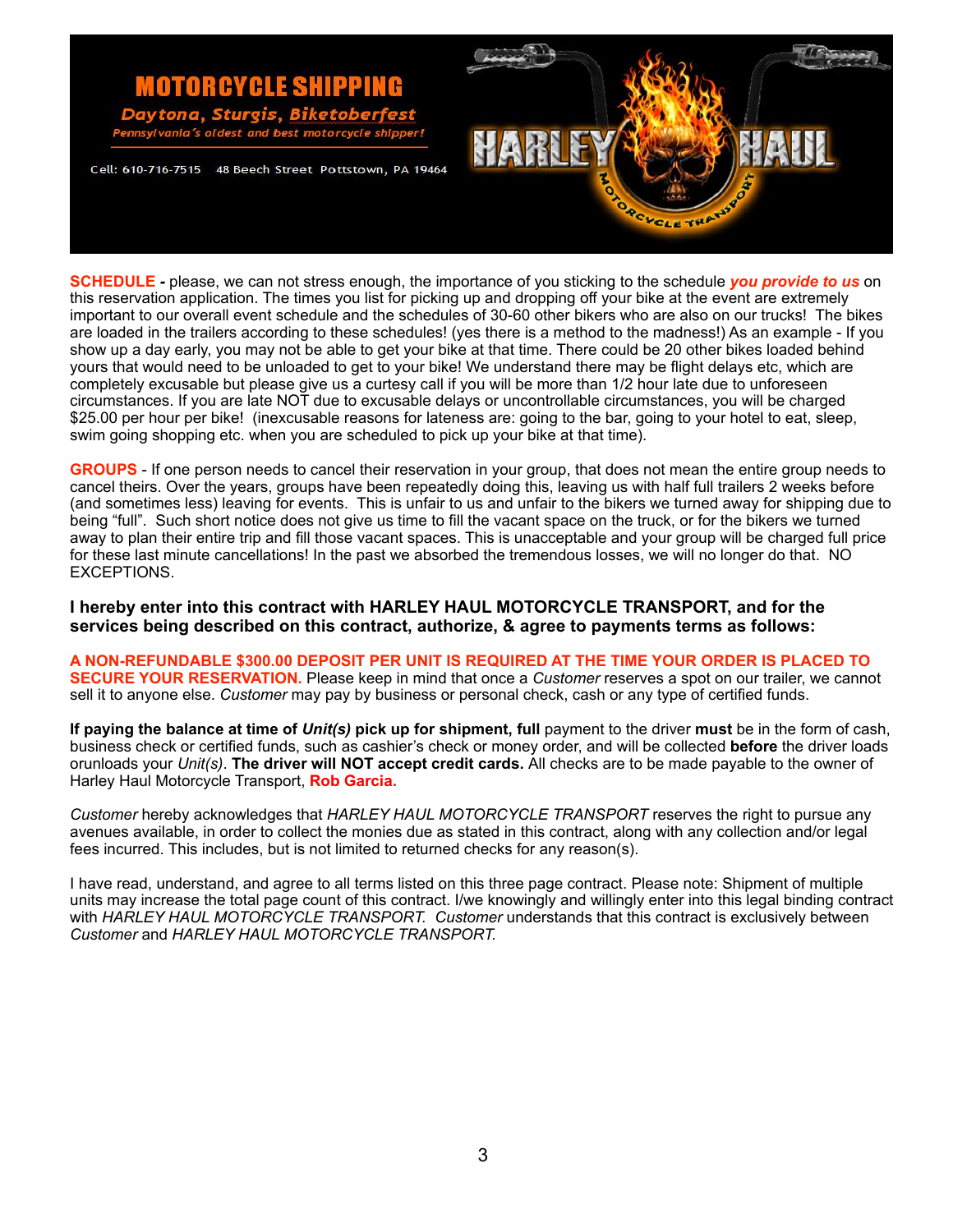# MOTORCYCLE SHIPPING

**Daytona, Sturgis, Biketoberfest**

*Pennsylvania's oldest and best motorcycle shipper!*

Cell: 610-716-7515   48 Beech Street Pottstown, PA 19464

HARLEY HAUL MOTORCYCLE TRANSPORT

**SCHEDULE -** please, we can not stress enough, the importance of you sticking to the schedule ***you provide to us*** on this reservation application. The times you list for picking up and dropping off your bike at the event are extremely important to our overall event schedule and the schedules of 30-60 other bikers who are also on our trucks! The bikes are loaded in the trailers according to these schedules! (yes there is a method to the madness!) As an example - If you show up a day early, you may not be able to get your bike at that time. There could be 20 other bikes loaded behind yours that would need to be unloaded to get to your bike! We understand there may be flight delays etc, which are completely excusable but please give us a curtesy call if you will be more than 1/2 hour late due to unforeseen circumstances. If you are late NOT due to excusable delays or uncontrollable circumstances, you will be charged $25.00 per hour per bike! (inexcusable reasons for lateness are: going to the bar, going to your hotel to eat, sleep, swim going shopping etc. when you are scheduled to pick up your bike at that time).

**GROUPS** - If one person needs to cancel their reservation in your group, that does not mean the entire group needs to cancel theirs. Over the years, groups have been repeatedly doing this, leaving us with half full trailers 2 weeks before (and sometimes less) leaving for events. This is unfair to us and unfair to the bikers we turned away for shipping due to being "full". Such short notice does not give us time to fill the vacant space on the truck, or for the bikers we turned away to plan their entire trip and fill those vacant spaces. This is unacceptable and your group will be charged full price for these last minute cancellations! In the past we absorbed the tremendous losses, we will no longer do that. NO EXCEPTIONS.

**I hereby enter into this contract with HARLEY HAUL MOTORCYCLE TRANSPORT, and for the services being described on this contract, authorize, & agree to payments terms as follows:**

**A NON-REFUNDABLE $300.00 DEPOSIT PER UNIT IS REQUIRED AT THE TIME YOUR ORDER IS PLACED TO SECURE YOUR RESERVATION.** Please keep in mind that once a *Customer* reserves a spot on our trailer, we cannot sell it to anyone else. *Customer* may pay by business or personal check, cash or any type of certified funds.

**If paying the balance at time of *Unit(s)* pick up for shipment, full** payment to the driver **must** be in the form of cash, business check or certified funds, such as cashier's check or money order, and will be collected **before** the driver loads orunloads your *Unit(s)*. **The driver will NOT accept credit cards.** All checks are to be made payable to the owner of Harley Haul Motorcycle Transport, **Rob Garcia.**

*Customer* hereby acknowledges that *HARLEY HAUL MOTORCYCLE TRANSPORT* reserves the right to pursue any avenues available, in order to collect the monies due as stated in this contract, along with any collection and/or legal fees incurred. This includes, but is not limited to returned checks for any reason(s).

I have read, understand, and agree to all terms listed on this three page contract. Please note: Shipment of multiple units may increase the total page count of this contract. I/we knowingly and willingly enter into this legal binding contract with *HARLEY HAUL MOTORCYCLE TRANSPORT. Customer* understands that this contract is exclusively between *Customer* and *HARLEY HAUL MOTORCYCLE TRANSPORT.*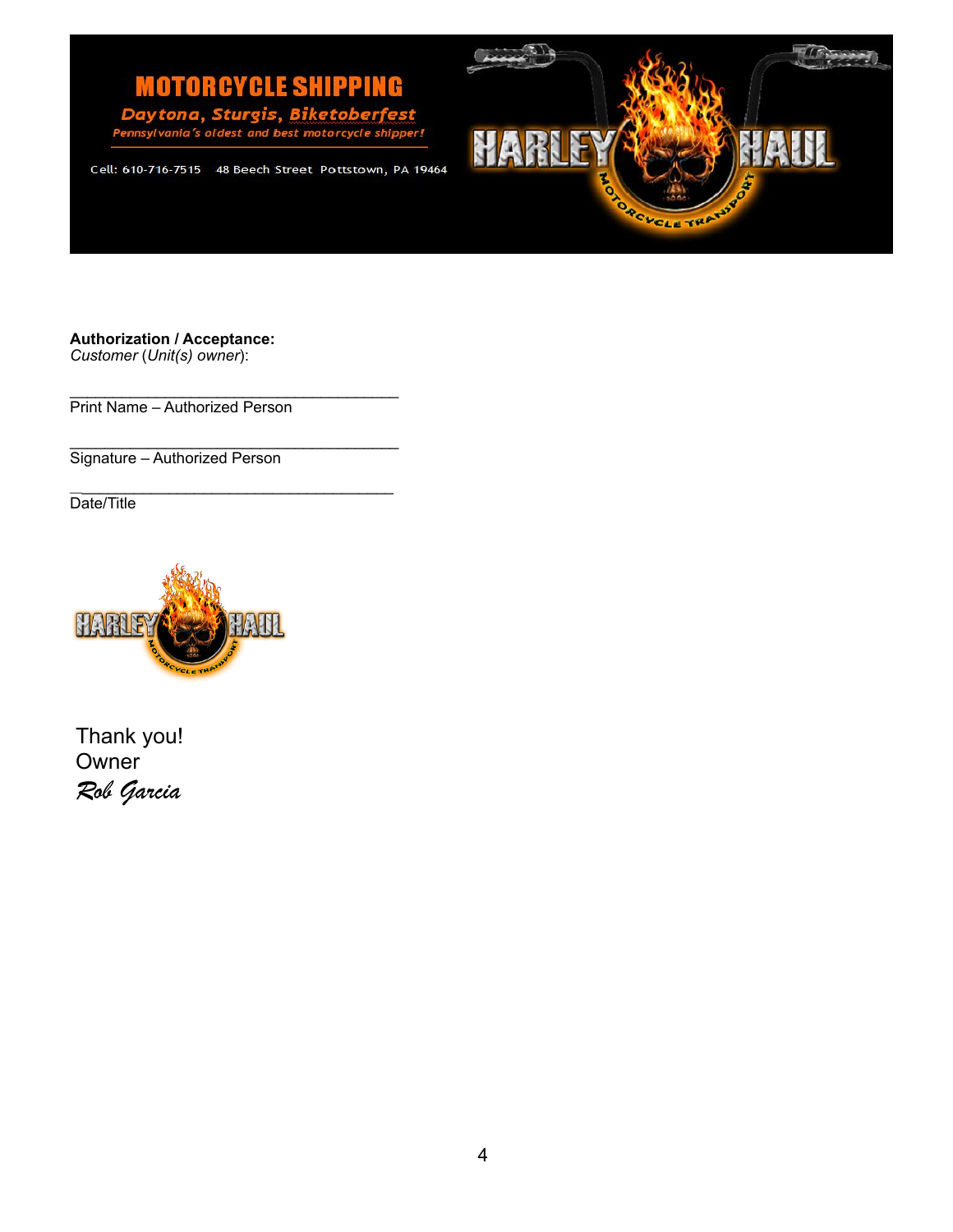**MOTORCYCLE SHIPPING**

*Daytona, Sturgis, Biketoberfest*

*Pennsylvania's oldest and best motorcycle shipper!*

Cell: 610-716-7515 48 Beech Street Pottstown, PA 19464

HARLEY HAUL MOTORCYCLE TRANSPORT

**Authorization / Acceptance:**
*Customer* (*Unit(s) owner*):

_______________________________________
Print Name – Authorized Person

_______________________________________
Signature – Authorized Person

_______________________________________
Date/Title

HARLEY HAUL MOTORCYCLE TRANSPORT

Thank you!
Owner
*Rob Garcia*